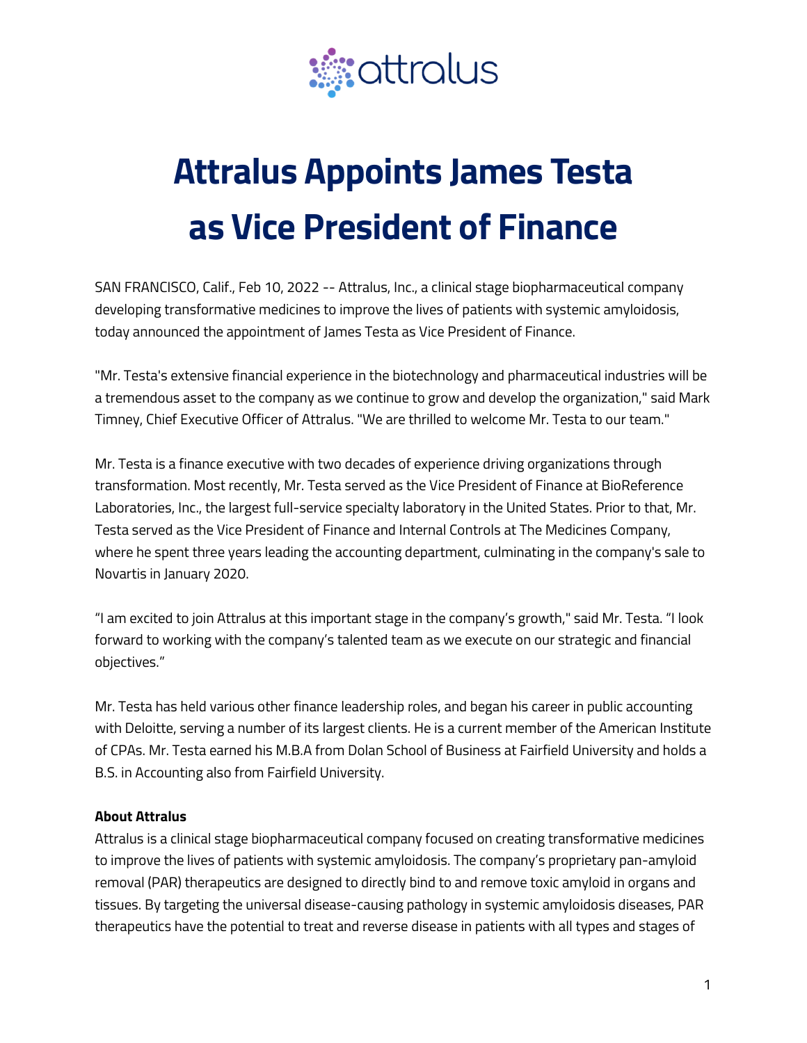# Attralus Appoints James Testa as Vice President of Finance

SAN FRANCISCO, Calif., Feb 10, 2022 -- Attralus, Inc., a clinical stage biopharmaceutical company developing transformative medicines to improve the lives of patients with systemic amyloidosis, today announced the appointment of James Testa as Vice President of Finance.

"Mr. Testa's extensive financial experience in the biotechnology and pharmaceutical industries will be a tremendous asset to the company as we continue to grow and develop the organization," said Mark Timney, Chief Executive Officer of Attralus. "We are thrilled to welcome Mr. Testa to our team."

Mr. Testa is a finance executive with two decades of experience driving organizations through transformation. Most recently, Mr. Testa served as the Vice President of Finance at BioReference Laboratories, Inc., the largest full-service specialty laboratory in the United States. Prior to that, Mr. Testa served as the Vice President of Finance and Internal Controls at The Medicines Company, where he spent three years leading the accounting department, culminating in the company's sale to Novartis in January 2020.

“I am excited to join Attralus at this important stage in the company’s growth," said Mr. Testa. “I look forward to working with the company’s talented team as we execute on our strategic and financial objectives.”

Mr. Testa has held various other finance leadership roles, and began his career in public accounting with Deloitte, serving a number of its largest clients. He is a current member of the American Institute of CPAs. Mr. Testa earned his M.B.A from Dolan School of Business at Fairfield University and holds a B.S. in Accounting also from Fairfield University.

**About Attralus**

Attralus is a clinical stage biopharmaceutical company focused on creating transformative medicines to improve the lives of patients with systemic amyloidosis. The company’s proprietary pan-amyloid removal (PAR) therapeutics are designed to directly bind to and remove toxic amyloid in organs and tissues. By targeting the universal disease-causing pathology in systemic amyloidosis diseases, PAR therapeutics have the potential to treat and reverse disease in patients with all types and stages of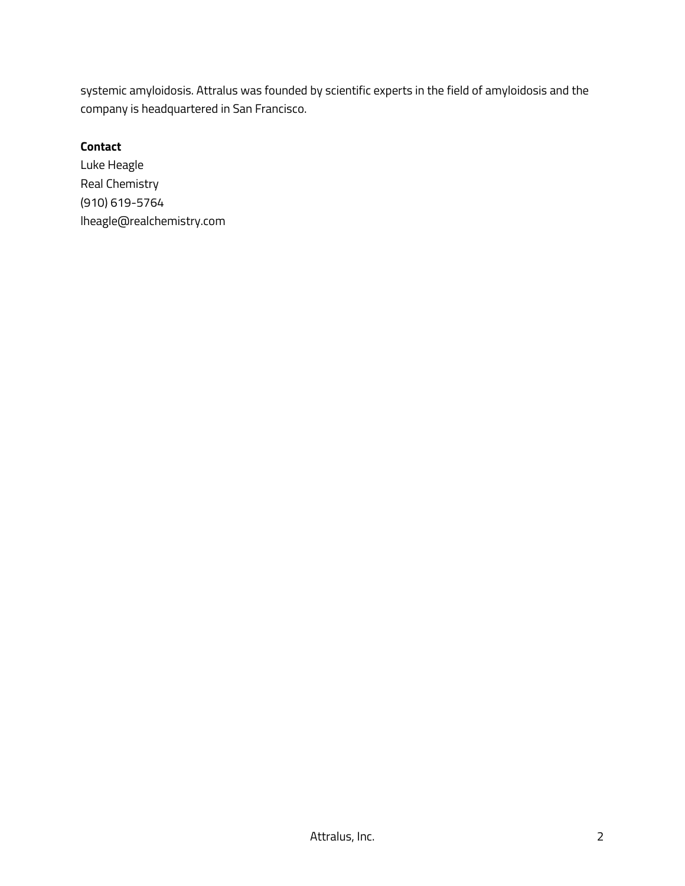systemic amyloidosis. Attralus was founded by scientific experts in the field of amyloidosis and the company is headquartered in San Francisco.

**Contact**

Luke Heagle
Real Chemistry
(910) 619-5764
lheagle@realchemistry.com